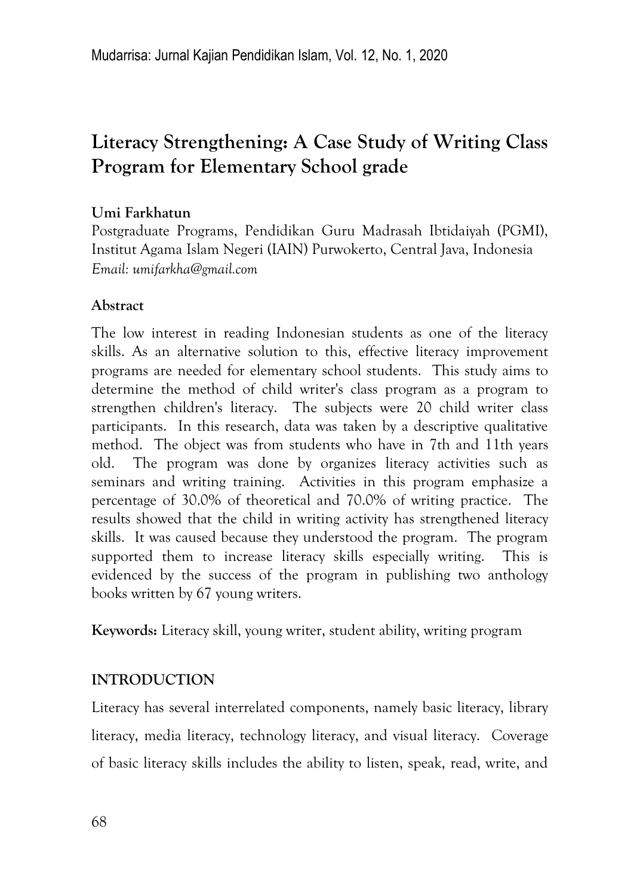# Literacy Strengthening: A Case Study of Writing Class Program for Elementary School grade

**Umi Farkhatun**

Postgraduate Programs, Pendidikan Guru Madrasah Ibtidaiyah (PGMI), Institut Agama Islam Negeri (IAIN) Purwokerto, Central Java, Indonesia

*Email: umifarkha@gmail.com*

## Abstract

The low interest in reading Indonesian students as one of the literacy skills. As an alternative solution to this, effective literacy improvement programs are needed for elementary school students. This study aims to determine the method of child writer's class program as a program to strengthen children's literacy. The subjects were 20 child writer class participants. In this research, data was taken by a descriptive qualitative method. The object was from students who have in 7th and 11th years old. The program was done by organizes literacy activities such as seminars and writing training. Activities in this program emphasize a percentage of 30.0% of theoretical and 70.0% of writing practice. The results showed that the child in writing activity has strengthened literacy skills. It was caused because they understood the program. The program supported them to increase literacy skills especially writing. This is evidenced by the success of the program in publishing two anthology books written by 67 young writers.

**Keywords:** Literacy skill, young writer, student ability, writing program

## INTRODUCTION

Literacy has several interrelated components, namely basic literacy, library literacy, media literacy, technology literacy, and visual literacy. Coverage of basic literacy skills includes the ability to listen, speak, read, write, and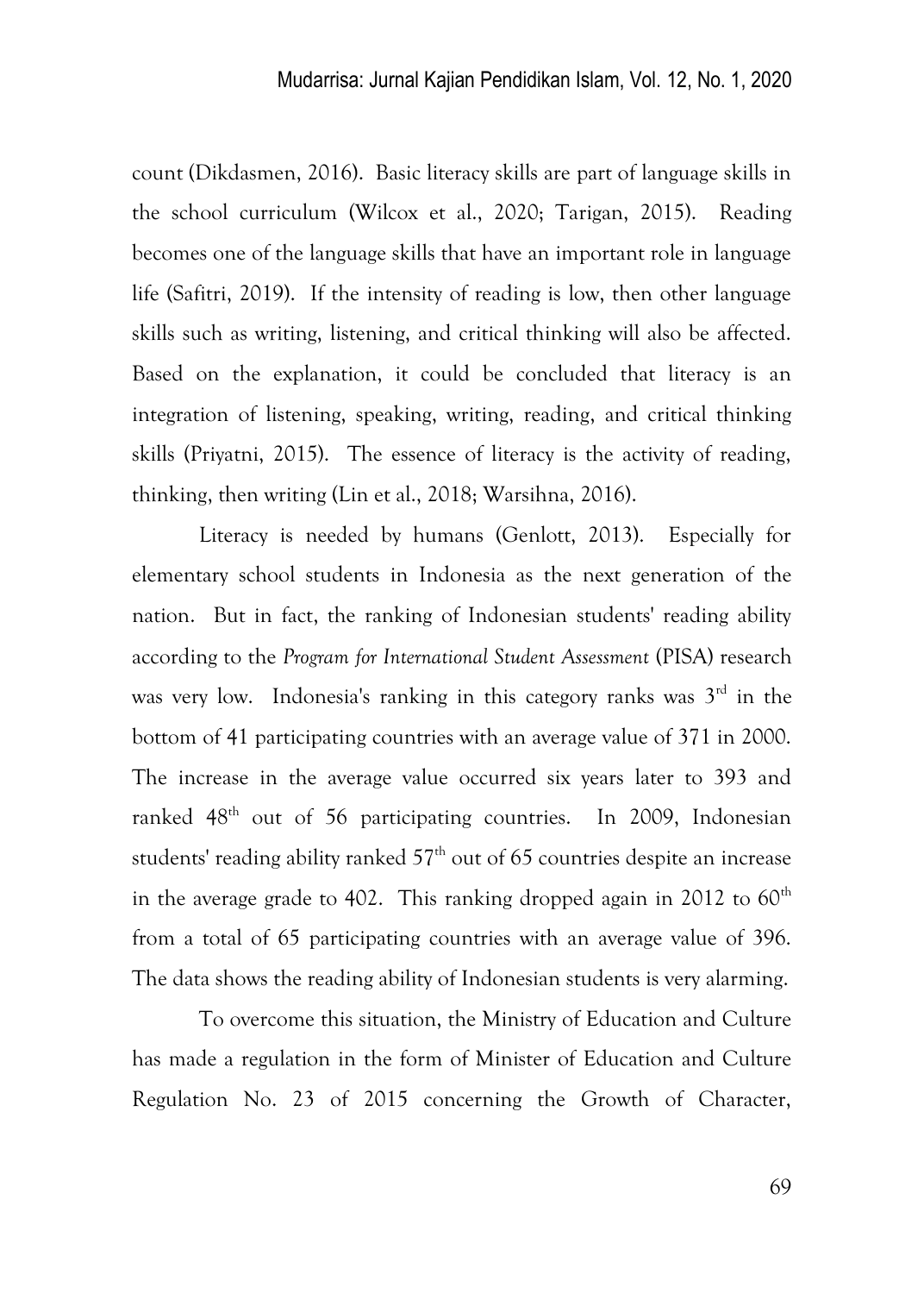count (Dikdasmen, 2016). Basic literacy skills are part of language skills in the school curriculum (Wilcox et al., 2020; Tarigan, 2015). Reading becomes one of the language skills that have an important role in language life (Safitri, 2019). If the intensity of reading is low, then other language skills such as writing, listening, and critical thinking will also be affected. Based on the explanation, it could be concluded that literacy is an integration of listening, speaking, writing, reading, and critical thinking skills (Priyatni, 2015). The essence of literacy is the activity of reading, thinking, then writing (Lin et al., 2018; Warsihna, 2016).

Literacy is needed by humans (Genlott, 2013). Especially for elementary school students in Indonesia as the next generation of the nation. But in fact, the ranking of Indonesian students' reading ability according to the *Program for International Student Assessment* (PISA) research was very low. Indonesia's ranking in this category ranks was 3rd in the bottom of 41 participating countries with an average value of 371 in 2000. The increase in the average value occurred six years later to 393 and ranked 48th out of 56 participating countries. In 2009, Indonesian students' reading ability ranked 57th out of 65 countries despite an increase in the average grade to 402. This ranking dropped again in 2012 to 60th from a total of 65 participating countries with an average value of 396. The data shows the reading ability of Indonesian students is very alarming.

To overcome this situation, the Ministry of Education and Culture has made a regulation in the form of Minister of Education and Culture Regulation No. 23 of 2015 concerning the Growth of Character,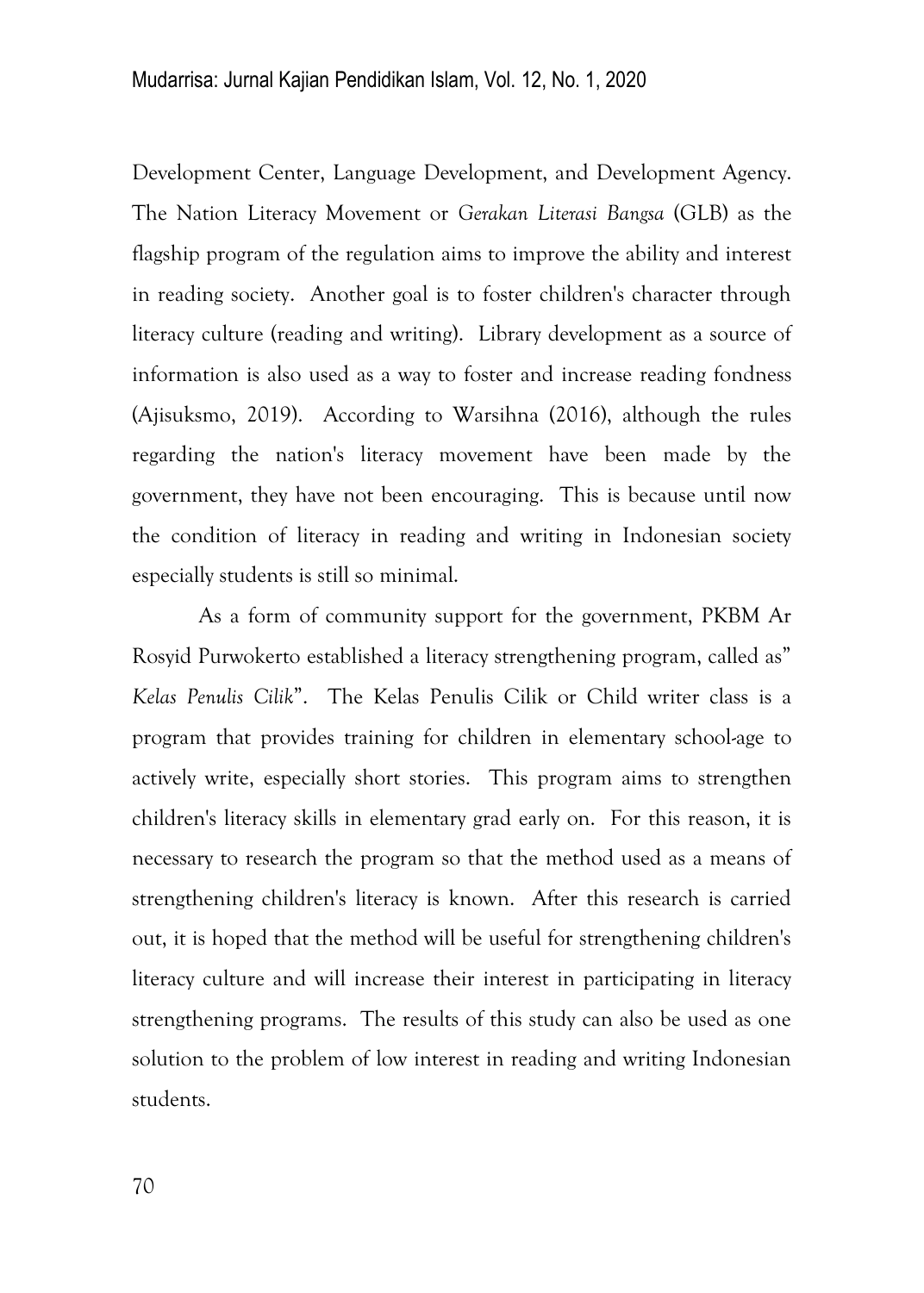Development Center, Language Development, and Development Agency. The Nation Literacy Movement or *Gerakan Literasi Bangsa* (GLB) as the flagship program of the regulation aims to improve the ability and interest in reading society. Another goal is to foster children's character through literacy culture (reading and writing). Library development as a source of information is also used as a way to foster and increase reading fondness (Ajisuksmo, 2019). According to Warsihna (2016), although the rules regarding the nation's literacy movement have been made by the government, they have not been encouraging. This is because until now the condition of literacy in reading and writing in Indonesian society especially students is still so minimal.

As a form of community support for the government, PKBM Ar Rosyid Purwokerto established a literacy strengthening program, called as" *Kelas Penulis Cilik*". The Kelas Penulis Cilik or Child writer class is a program that provides training for children in elementary school-age to actively write, especially short stories. This program aims to strengthen children's literacy skills in elementary grad early on. For this reason, it is necessary to research the program so that the method used as a means of strengthening children's literacy is known. After this research is carried out, it is hoped that the method will be useful for strengthening children's literacy culture and will increase their interest in participating in literacy strengthening programs. The results of this study can also be used as one solution to the problem of low interest in reading and writing Indonesian students.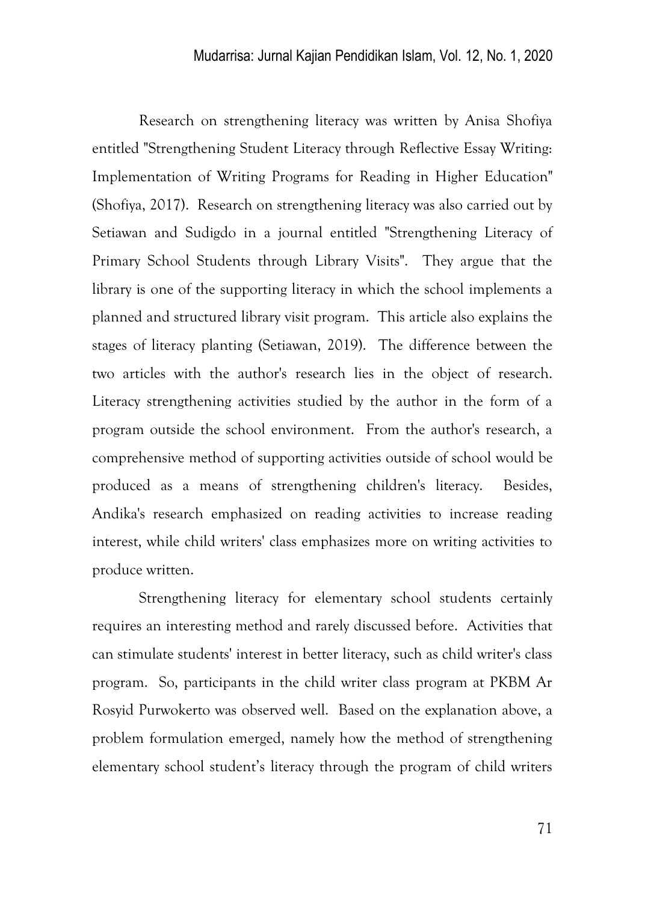Research on strengthening literacy was written by Anisa Shofiya entitled "Strengthening Student Literacy through Reflective Essay Writing: Implementation of Writing Programs for Reading in Higher Education" (Shofiya, 2017). Research on strengthening literacy was also carried out by Setiawan and Sudigdo in a journal entitled "Strengthening Literacy of Primary School Students through Library Visits". They argue that the library is one of the supporting literacy in which the school implements a planned and structured library visit program. This article also explains the stages of literacy planting (Setiawan, 2019). The difference between the two articles with the author's research lies in the object of research. Literacy strengthening activities studied by the author in the form of a program outside the school environment. From the author's research, a comprehensive method of supporting activities outside of school would be produced as a means of strengthening children's literacy. Besides, Andika's research emphasized on reading activities to increase reading interest, while child writers' class emphasizes more on writing activities to produce written.

Strengthening literacy for elementary school students certainly requires an interesting method and rarely discussed before. Activities that can stimulate students' interest in better literacy, such as child writer's class program. So, participants in the child writer class program at PKBM Ar Rosyid Purwokerto was observed well. Based on the explanation above, a problem formulation emerged, namely how the method of strengthening elementary school student's literacy through the program of child writers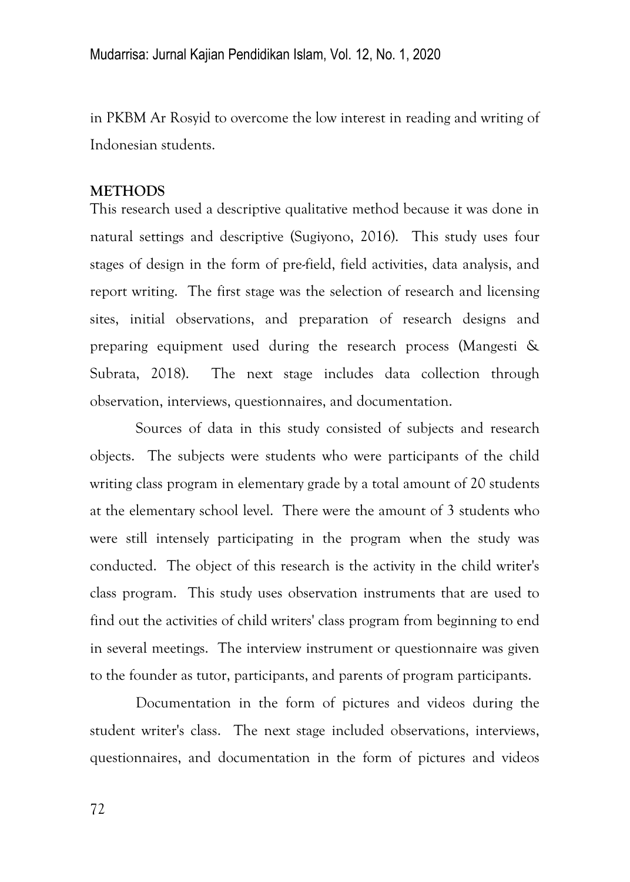in PKBM Ar Rosyid to overcome the low interest in reading and writing of Indonesian students.

## METHODS

This research used a descriptive qualitative method because it was done in natural settings and descriptive (Sugiyono, 2016). This study uses four stages of design in the form of pre-field, field activities, data analysis, and report writing. The first stage was the selection of research and licensing sites, initial observations, and preparation of research designs and preparing equipment used during the research process (Mangesti & Subrata, 2018). The next stage includes data collection through observation, interviews, questionnaires, and documentation.

Sources of data in this study consisted of subjects and research objects. The subjects were students who were participants of the child writing class program in elementary grade by a total amount of 20 students at the elementary school level. There were the amount of 3 students who were still intensely participating in the program when the study was conducted. The object of this research is the activity in the child writer's class program. This study uses observation instruments that are used to find out the activities of child writers' class program from beginning to end in several meetings. The interview instrument or questionnaire was given to the founder as tutor, participants, and parents of program participants.

Documentation in the form of pictures and videos during the student writer's class. The next stage included observations, interviews, questionnaires, and documentation in the form of pictures and videos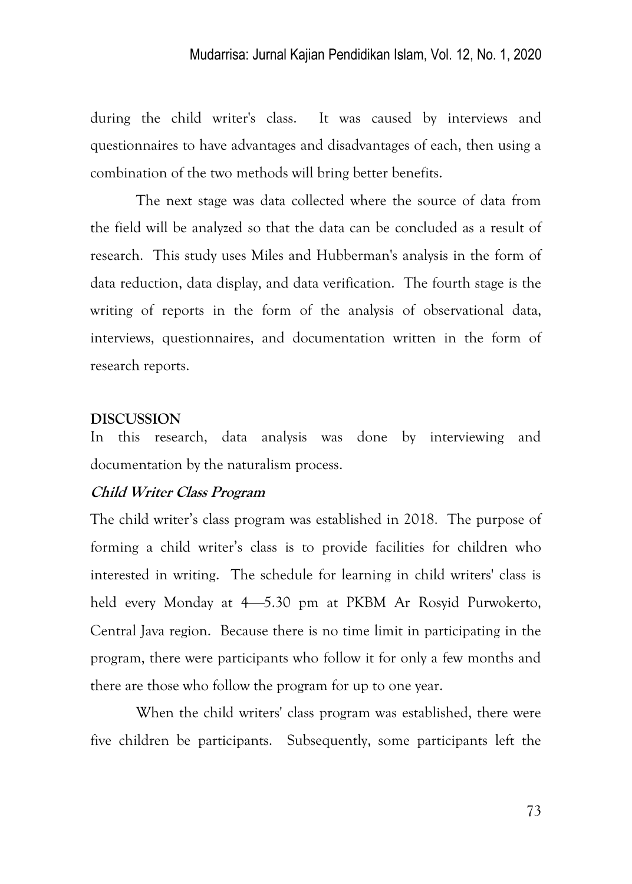during the child writer's class. It was caused by interviews and questionnaires to have advantages and disadvantages of each, then using a combination of the two methods will bring better benefits.

The next stage was data collected where the source of data from the field will be analyzed so that the data can be concluded as a result of research. This study uses Miles and Hubberman's analysis in the form of data reduction, data display, and data verification. The fourth stage is the writing of reports in the form of the analysis of observational data, interviews, questionnaires, and documentation written in the form of research reports.

## DISCUSSION

In this research, data analysis was done by interviewing and documentation by the naturalism process.

### *Child Writer Class Program*

The child writer's class program was established in 2018. The purpose of forming a child writer's class is to provide facilities for children who interested in writing. The schedule for learning in child writers' class is held every Monday at 4—5.30 pm at PKBM Ar Rosyid Purwokerto, Central Java region. Because there is no time limit in participating in the program, there were participants who follow it for only a few months and there are those who follow the program for up to one year.

When the child writers' class program was established, there were five children be participants. Subsequently, some participants left the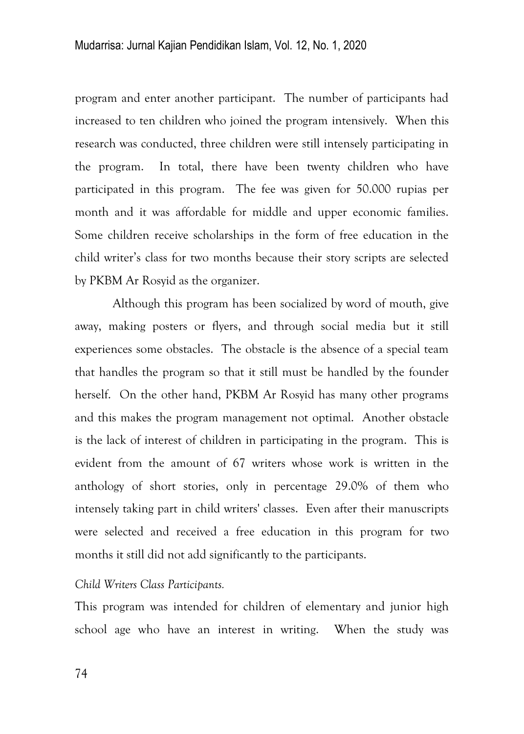program and enter another participant. The number of participants had increased to ten children who joined the program intensively. When this research was conducted, three children were still intensely participating in the program. In total, there have been twenty children who have participated in this program. The fee was given for 50.000 rupias per month and it was affordable for middle and upper economic families. Some children receive scholarships in the form of free education in the child writer's class for two months because their story scripts are selected by PKBM Ar Rosyid as the organizer.

Although this program has been socialized by word of mouth, give away, making posters or flyers, and through social media but it still experiences some obstacles. The obstacle is the absence of a special team that handles the program so that it still must be handled by the founder herself. On the other hand, PKBM Ar Rosyid has many other programs and this makes the program management not optimal. Another obstacle is the lack of interest of children in participating in the program. This is evident from the amount of 67 writers whose work is written in the anthology of short stories, only in percentage 29.0% of them who intensely taking part in child writers' classes. Even after their manuscripts were selected and received a free education in this program for two months it still did not add significantly to the participants.

*Child Writers Class Participants.*

This program was intended for children of elementary and junior high school age who have an interest in writing. When the study was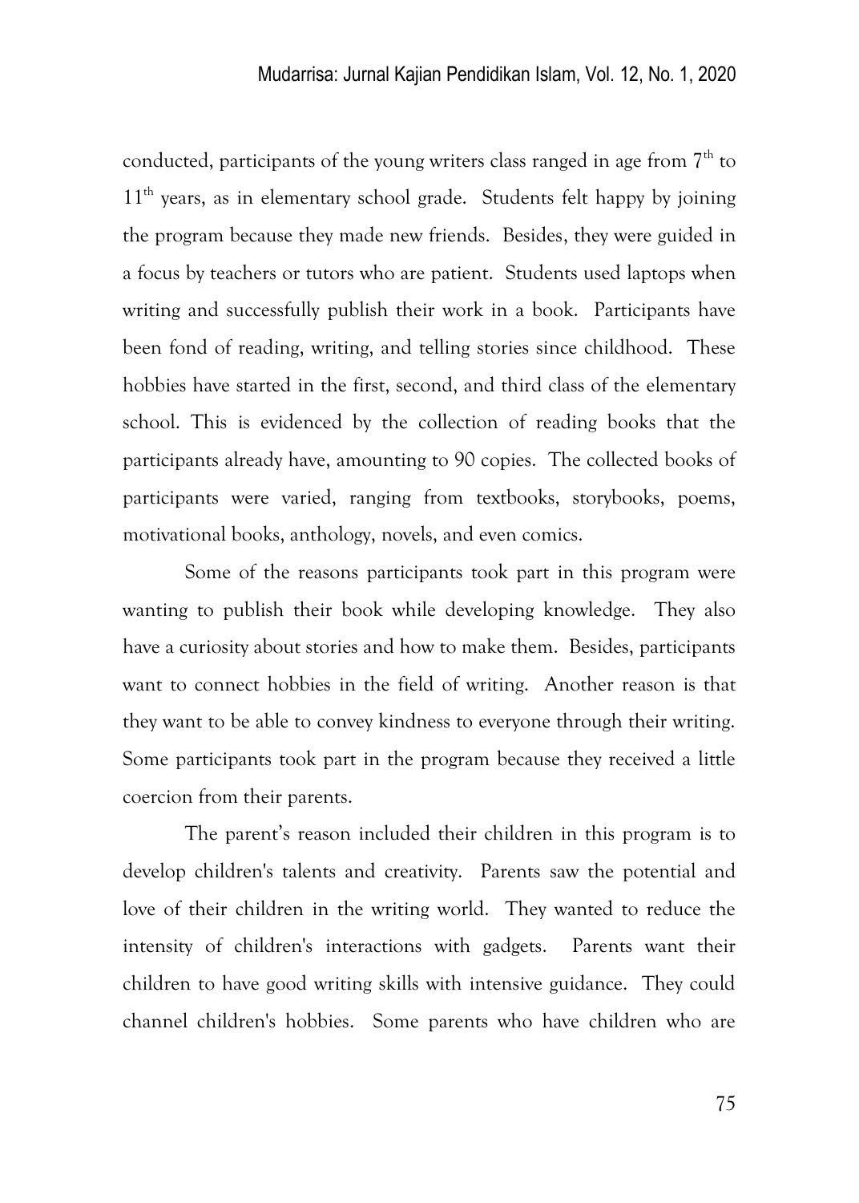conducted, participants of the young writers class ranged in age from 7th to 11th years, as in elementary school grade. Students felt happy by joining the program because they made new friends. Besides, they were guided in a focus by teachers or tutors who are patient. Students used laptops when writing and successfully publish their work in a book. Participants have been fond of reading, writing, and telling stories since childhood. These hobbies have started in the first, second, and third class of the elementary school. This is evidenced by the collection of reading books that the participants already have, amounting to 90 copies. The collected books of participants were varied, ranging from textbooks, storybooks, poems, motivational books, anthology, novels, and even comics.

Some of the reasons participants took part in this program were wanting to publish their book while developing knowledge. They also have a curiosity about stories and how to make them. Besides, participants want to connect hobbies in the field of writing. Another reason is that they want to be able to convey kindness to everyone through their writing. Some participants took part in the program because they received a little coercion from their parents.

The parent's reason included their children in this program is to develop children's talents and creativity. Parents saw the potential and love of their children in the writing world. They wanted to reduce the intensity of children's interactions with gadgets. Parents want their children to have good writing skills with intensive guidance. They could channel children's hobbies. Some parents who have children who are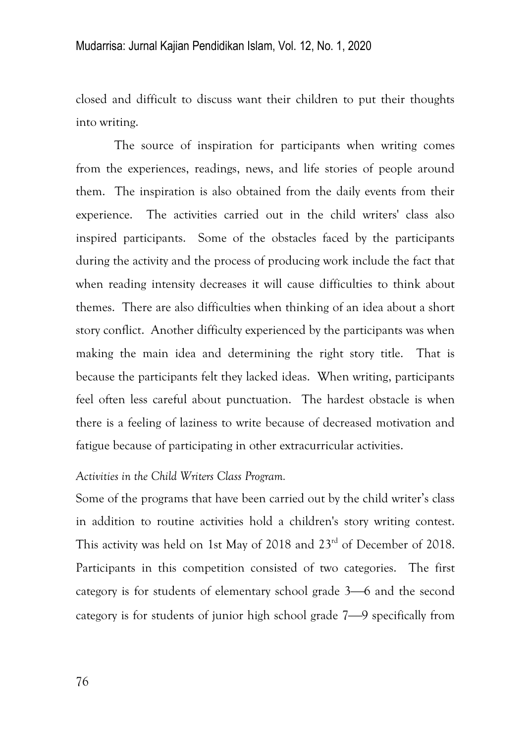closed and difficult to discuss want their children to put their thoughts into writing.

The source of inspiration for participants when writing comes from the experiences, readings, news, and life stories of people around them. The inspiration is also obtained from the daily events from their experience. The activities carried out in the child writers' class also inspired participants. Some of the obstacles faced by the participants during the activity and the process of producing work include the fact that when reading intensity decreases it will cause difficulties to think about themes. There are also difficulties when thinking of an idea about a short story conflict. Another difficulty experienced by the participants was when making the main idea and determining the right story title. That is because the participants felt they lacked ideas. When writing, participants feel often less careful about punctuation. The hardest obstacle is when there is a feeling of laziness to write because of decreased motivation and fatigue because of participating in other extracurricular activities.

*Activities in the Child Writers Class Program.*

Some of the programs that have been carried out by the child writer's class in addition to routine activities hold a children's story writing contest. This activity was held on 1st May of 2018 and 23rd of December of 2018. Participants in this competition consisted of two categories. The first category is for students of elementary school grade 3—6 and the second category is for students of junior high school grade 7—9 specifically from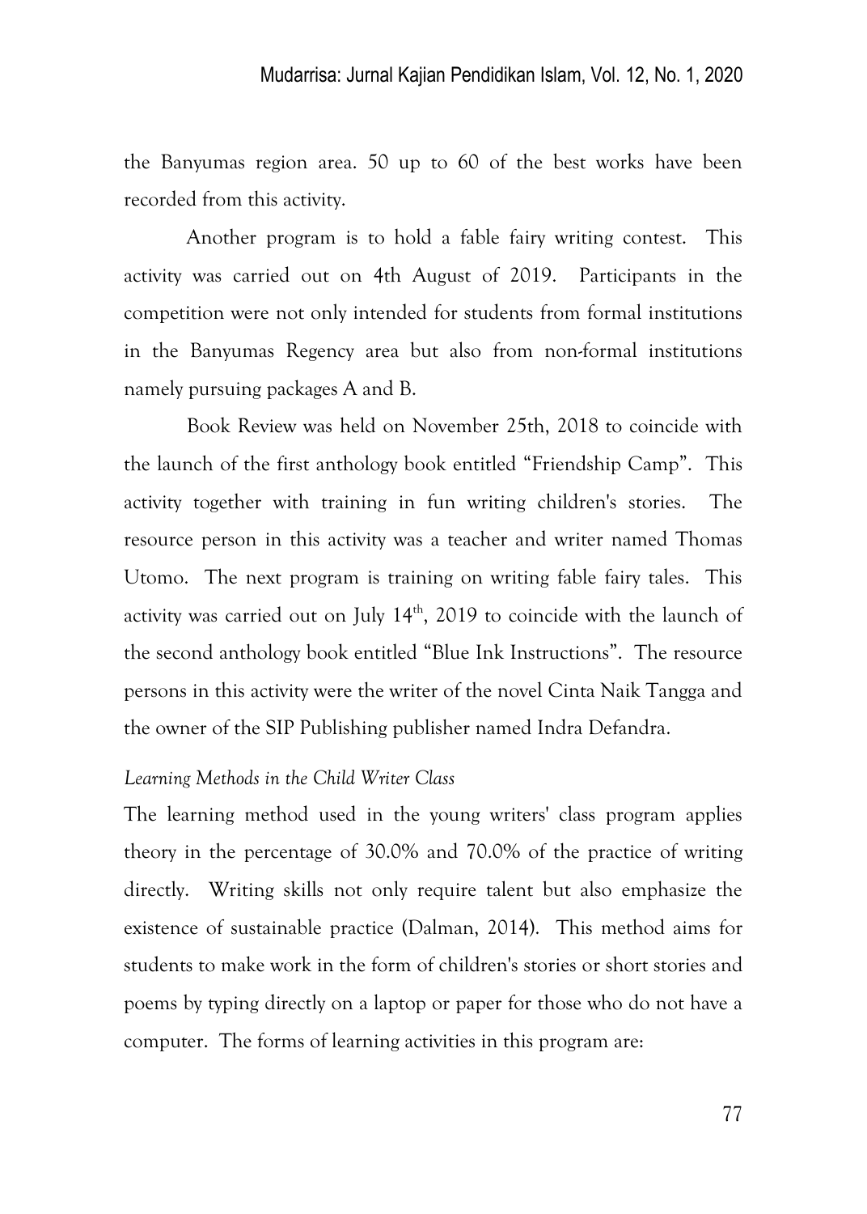the Banyumas region area. 50 up to 60 of the best works have been recorded from this activity.

Another program is to hold a fable fairy writing contest. This activity was carried out on 4th August of 2019. Participants in the competition were not only intended for students from formal institutions in the Banyumas Regency area but also from non-formal institutions namely pursuing packages A and B.

Book Review was held on November 25th, 2018 to coincide with the launch of the first anthology book entitled "Friendship Camp". This activity together with training in fun writing children's stories. The resource person in this activity was a teacher and writer named Thomas Utomo. The next program is training on writing fable fairy tales. This activity was carried out on July 14th, 2019 to coincide with the launch of the second anthology book entitled "Blue Ink Instructions". The resource persons in this activity were the writer of the novel Cinta Naik Tangga and the owner of the SIP Publishing publisher named Indra Defandra.

*Learning Methods in the Child Writer Class*

The learning method used in the young writers' class program applies theory in the percentage of 30.0% and 70.0% of the practice of writing directly. Writing skills not only require talent but also emphasize the existence of sustainable practice (Dalman, 2014). This method aims for students to make work in the form of children's stories or short stories and poems by typing directly on a laptop or paper for those who do not have a computer. The forms of learning activities in this program are: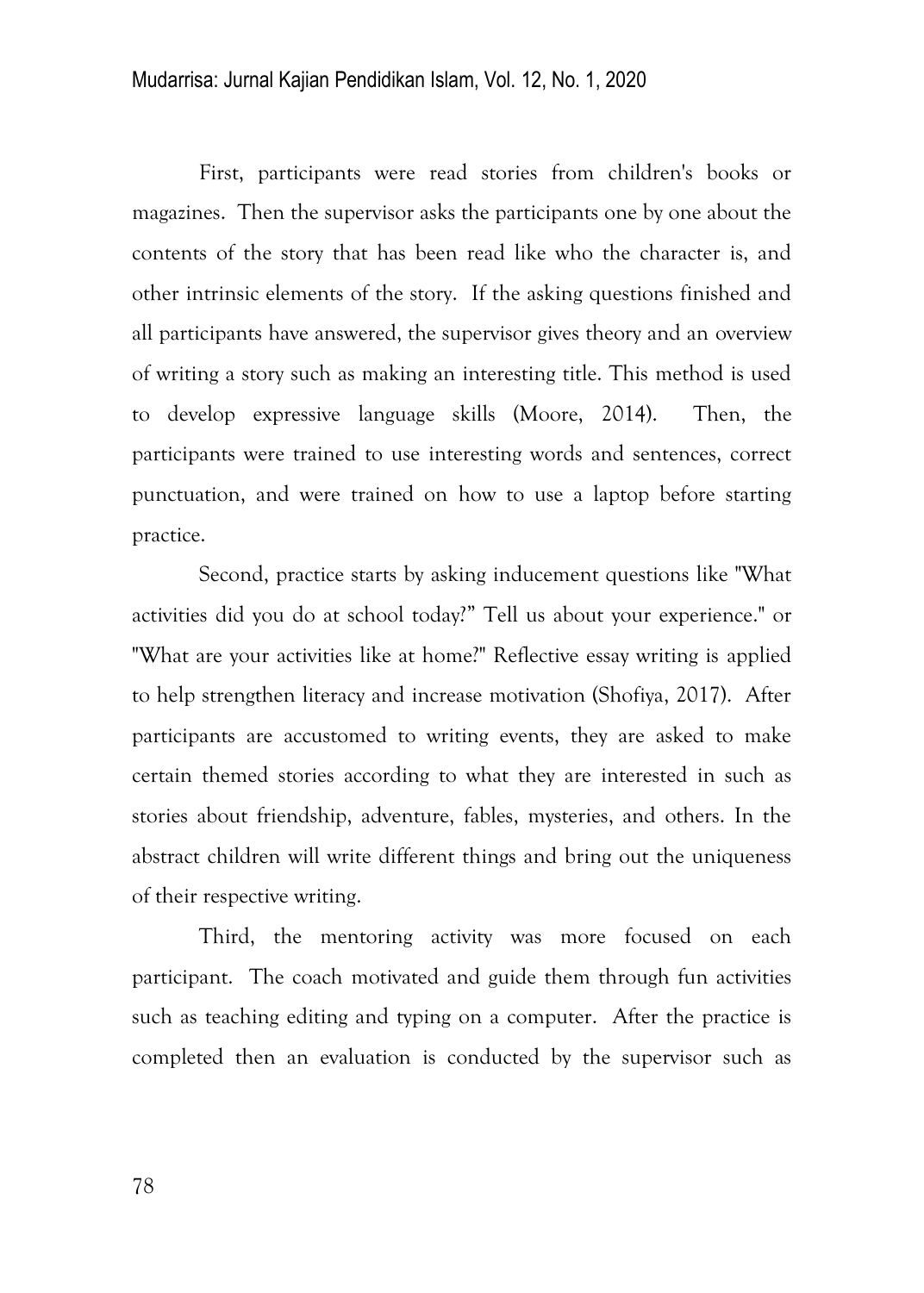First, participants were read stories from children's books or magazines. Then the supervisor asks the participants one by one about the contents of the story that has been read like who the character is, and other intrinsic elements of the story. If the asking questions finished and all participants have answered, the supervisor gives theory and an overview of writing a story such as making an interesting title. This method is used to develop expressive language skills (Moore, 2014). Then, the participants were trained to use interesting words and sentences, correct punctuation, and were trained on how to use a laptop before starting practice.

Second, practice starts by asking inducement questions like "What activities did you do at school today?" Tell us about your experience." or "What are your activities like at home?" Reflective essay writing is applied to help strengthen literacy and increase motivation (Shofiya, 2017). After participants are accustomed to writing events, they are asked to make certain themed stories according to what they are interested in such as stories about friendship, adventure, fables, mysteries, and others. In the abstract children will write different things and bring out the uniqueness of their respective writing.

Third, the mentoring activity was more focused on each participant. The coach motivated and guide them through fun activities such as teaching editing and typing on a computer. After the practice is completed then an evaluation is conducted by the supervisor such as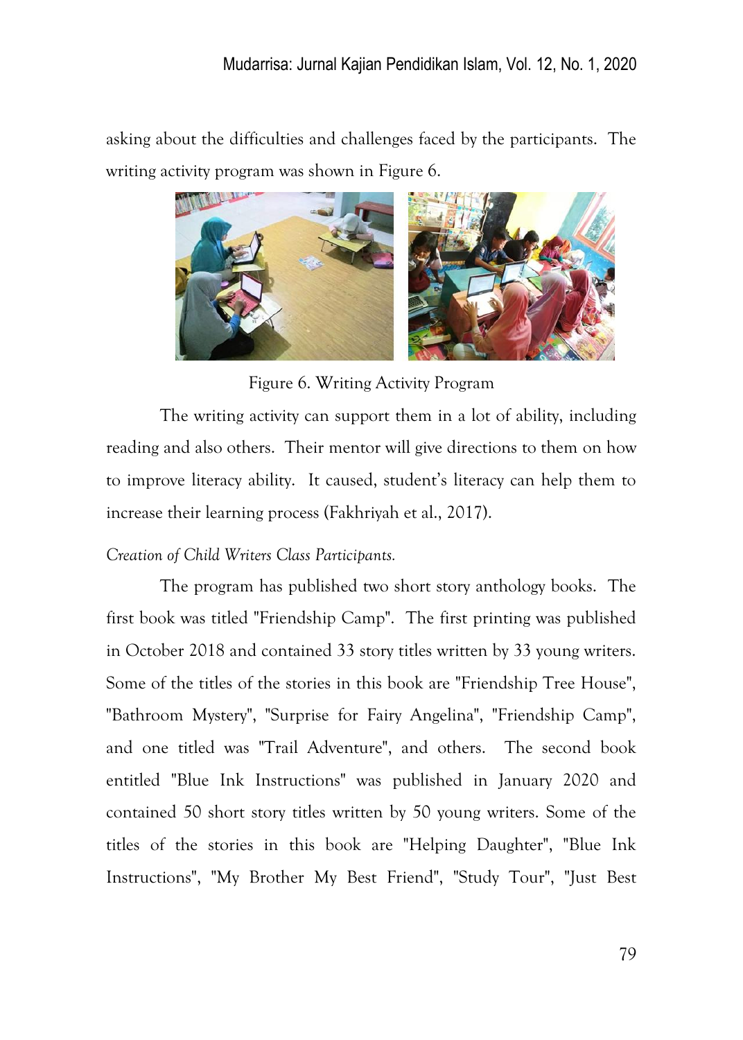asking about the difficulties and challenges faced by the participants. The writing activity program was shown in Figure 6.

Figure 6. Writing Activity Program

The writing activity can support them in a lot of ability, including reading and also others. Their mentor will give directions to them on how to improve literacy ability. It caused, student's literacy can help them to increase their learning process (Fakhriyah et al., 2017).

*Creation of Child Writers Class Participants.*

The program has published two short story anthology books. The first book was titled "Friendship Camp". The first printing was published in October 2018 and contained 33 story titles written by 33 young writers. Some of the titles of the stories in this book are "Friendship Tree House", "Bathroom Mystery", "Surprise for Fairy Angelina", "Friendship Camp", and one titled was "Trail Adventure", and others. The second book entitled "Blue Ink Instructions" was published in January 2020 and contained 50 short story titles written by 50 young writers. Some of the titles of the stories in this book are "Helping Daughter", "Blue Ink Instructions", "My Brother My Best Friend", "Study Tour", "Just Best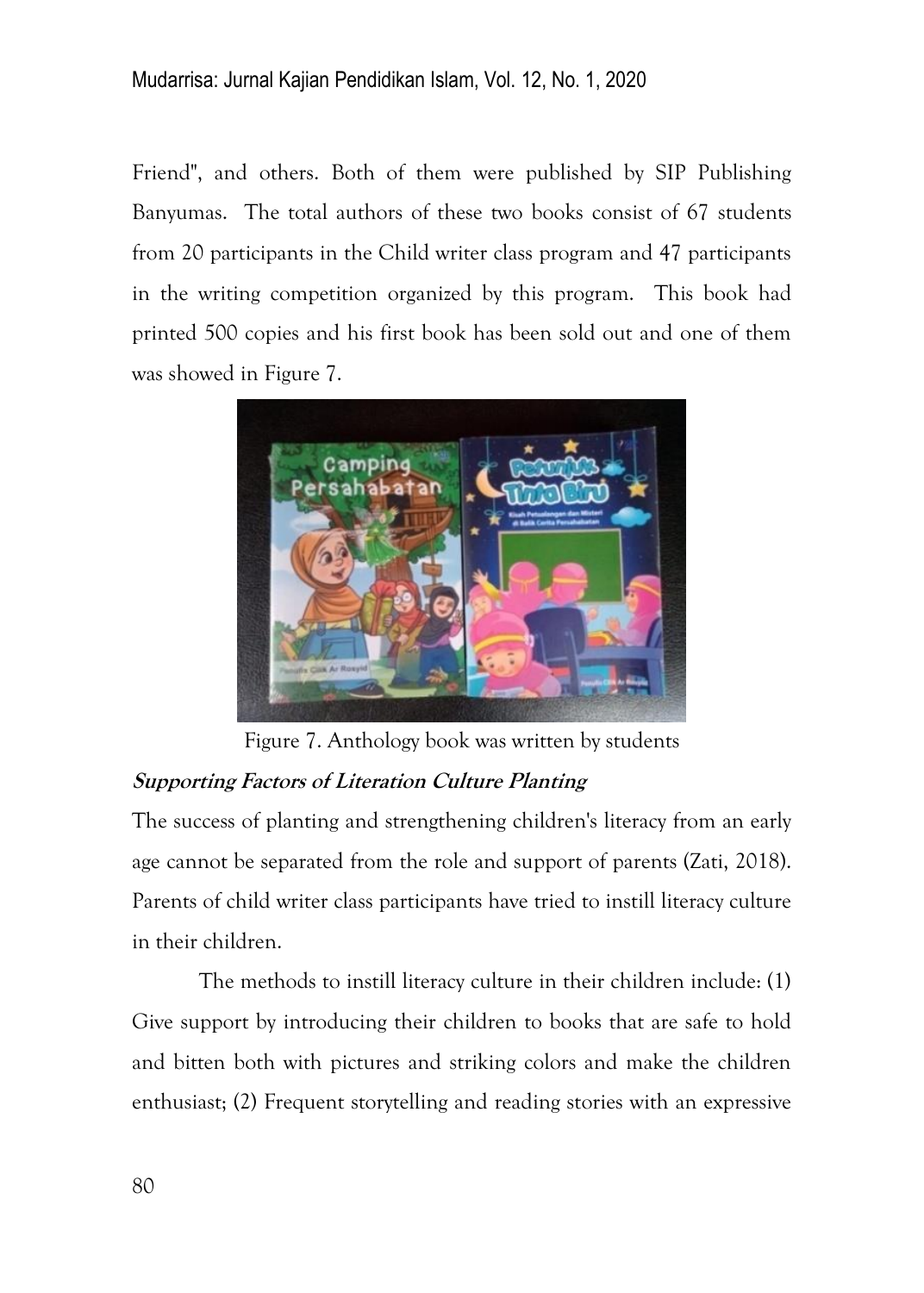Friend", and others. Both of them were published by SIP Publishing Banyumas. The total authors of these two books consist of 67 students from 20 participants in the Child writer class program and 47 participants in the writing competition organized by this program. This book had printed 500 copies and his first book has been sold out and one of them was showed in Figure 7.

Figure 7. Anthology book was written by students

***Supporting Factors of Literation Culture Planting***

The success of planting and strengthening children's literacy from an early age cannot be separated from the role and support of parents (Zati, 2018). Parents of child writer class participants have tried to instill literacy culture in their children.

The methods to instill literacy culture in their children include: (1) Give support by introducing their children to books that are safe to hold and bitten both with pictures and striking colors and make the children enthusiast; (2) Frequent storytelling and reading stories with an expressive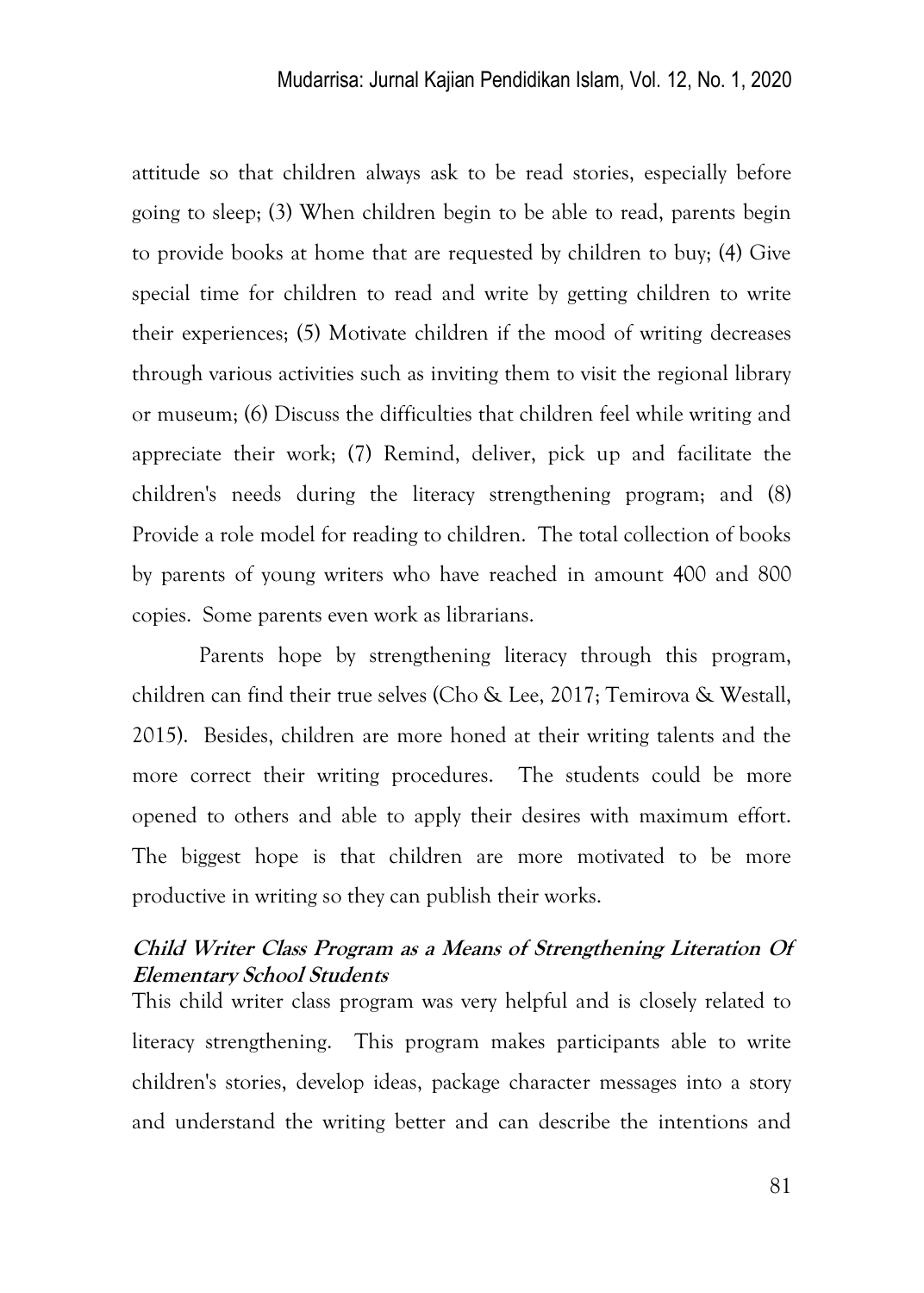attitude so that children always ask to be read stories, especially before going to sleep; (3) When children begin to be able to read, parents begin to provide books at home that are requested by children to buy; (4) Give special time for children to read and write by getting children to write their experiences; (5) Motivate children if the mood of writing decreases through various activities such as inviting them to visit the regional library or museum; (6) Discuss the difficulties that children feel while writing and appreciate their work; (7) Remind, deliver, pick up and facilitate the children's needs during the literacy strengthening program; and (8) Provide a role model for reading to children. The total collection of books by parents of young writers who have reached in amount 400 and 800 copies. Some parents even work as librarians.

Parents hope by strengthening literacy through this program, children can find their true selves (Cho & Lee, 2017; Temirova & Westall, 2015). Besides, children are more honed at their writing talents and the more correct their writing procedures. The students could be more opened to others and able to apply their desires with maximum effort. The biggest hope is that children are more motivated to be more productive in writing so they can publish their works.

### *Child Writer Class Program as a Means of Strengthening Literation Of Elementary School Students*

This child writer class program was very helpful and is closely related to literacy strengthening. This program makes participants able to write children's stories, develop ideas, package character messages into a story and understand the writing better and can describe the intentions and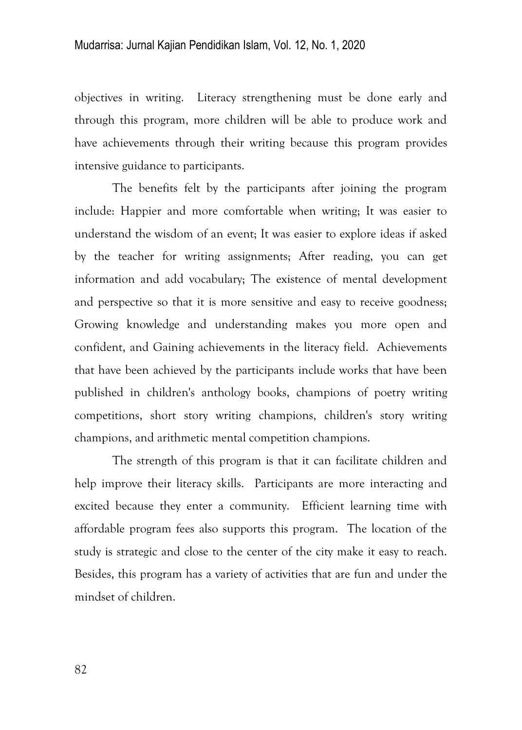objectives in writing. Literacy strengthening must be done early and through this program, more children will be able to produce work and have achievements through their writing because this program provides intensive guidance to participants.

The benefits felt by the participants after joining the program include: Happier and more comfortable when writing; It was easier to understand the wisdom of an event; It was easier to explore ideas if asked by the teacher for writing assignments; After reading, you can get information and add vocabulary; The existence of mental development and perspective so that it is more sensitive and easy to receive goodness; Growing knowledge and understanding makes you more open and confident, and Gaining achievements in the literacy field. Achievements that have been achieved by the participants include works that have been published in children's anthology books, champions of poetry writing competitions, short story writing champions, children's story writing champions, and arithmetic mental competition champions.

The strength of this program is that it can facilitate children and help improve their literacy skills. Participants are more interacting and excited because they enter a community. Efficient learning time with affordable program fees also supports this program. The location of the study is strategic and close to the center of the city make it easy to reach. Besides, this program has a variety of activities that are fun and under the mindset of children.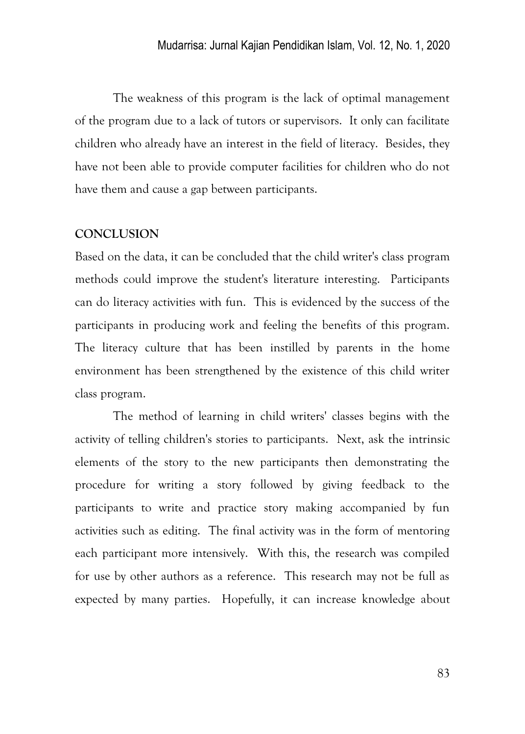The weakness of this program is the lack of optimal management of the program due to a lack of tutors or supervisors. It only can facilitate children who already have an interest in the field of literacy. Besides, they have not been able to provide computer facilities for children who do not have them and cause a gap between participants.

## CONCLUSION

Based on the data, it can be concluded that the child writer's class program methods could improve the student's literature interesting. Participants can do literacy activities with fun. This is evidenced by the success of the participants in producing work and feeling the benefits of this program. The literacy culture that has been instilled by parents in the home environment has been strengthened by the existence of this child writer class program.

The method of learning in child writers' classes begins with the activity of telling children's stories to participants. Next, ask the intrinsic elements of the story to the new participants then demonstrating the procedure for writing a story followed by giving feedback to the participants to write and practice story making accompanied by fun activities such as editing. The final activity was in the form of mentoring each participant more intensively. With this, the research was compiled for use by other authors as a reference. This research may not be full as expected by many parties. Hopefully, it can increase knowledge about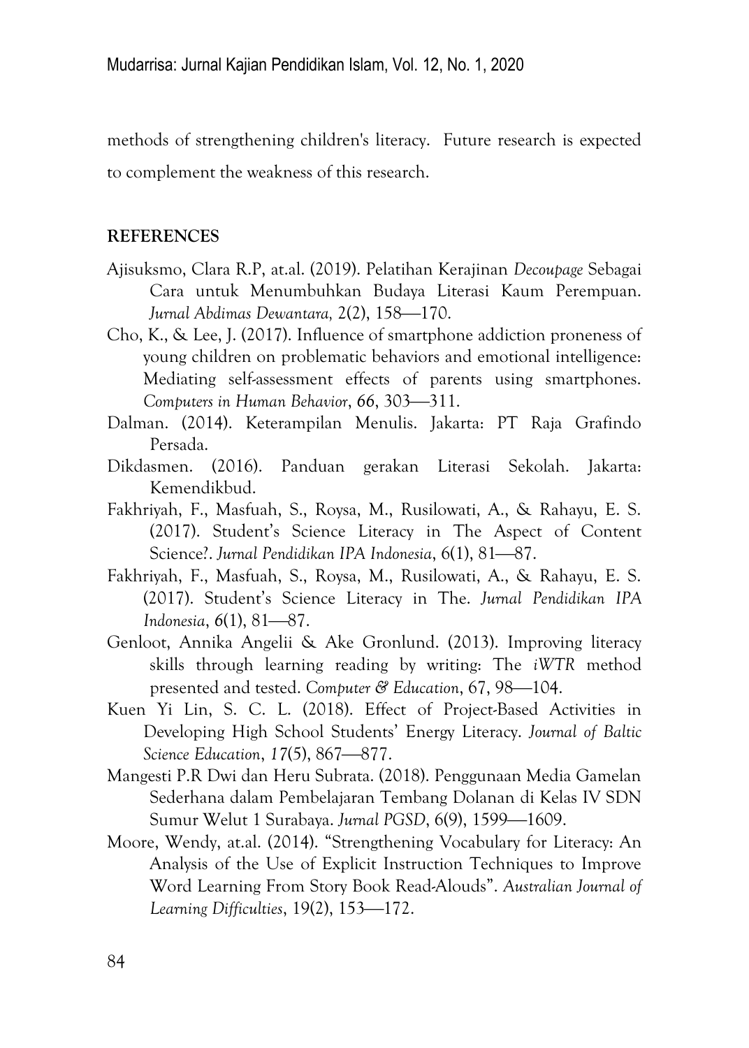methods of strengthening children's literacy. Future research is expected to complement the weakness of this research.

**REFERENCES**

Ajisuksmo, Clara R.P, at.al. (2019). Pelatihan Kerajinan *Decoupage* Sebagai Cara untuk Menumbuhkan Budaya Literasi Kaum Perempuan. *Jurnal Abdimas Dewantara,* 2(2), 158—170.

Cho, K., & Lee, J. (2017). Influence of smartphone addiction proneness of young children on problematic behaviors and emotional intelligence: Mediating self-assessment effects of parents using smartphones. *Computers in Human Behavior*, *66*, 303—311.

Dalman. (2014). Keterampilan Menulis. Jakarta: PT Raja Grafindo Persada.

Dikdasmen. (2016). Panduan gerakan Literasi Sekolah. Jakarta: Kemendikbud.

Fakhriyah, F., Masfuah, S., Roysa, M., Rusilowati, A., & Rahayu, E. S. (2017). Student's Science Literacy in The Aspect of Content Science?. *Jurnal Pendidikan IPA Indonesia*, 6(1), 81—87.

Fakhriyah, F., Masfuah, S., Roysa, M., Rusilowati, A., & Rahayu, E. S. (2017). Student's Science Literacy in The. *Jurnal Pendidikan IPA Indonesia*, *6*(1), 81—87.

Genloot, Annika Angelii & Ake Gronlund. (2013). Improving literacy skills through learning reading by writing: The *iWTR* method presented and tested. *Computer & Education*, 67, 98—104.

Kuen Yi Lin, S. C. L. (2018). Effect of Project-Based Activities in Developing High School Students' Energy Literacy. *Journal of Baltic Science Education*, *17*(5), 867—877.

Mangesti P.R Dwi dan Heru Subrata. (2018). Penggunaan Media Gamelan Sederhana dalam Pembelajaran Tembang Dolanan di Kelas IV SDN Sumur Welut 1 Surabaya. *Jurnal PGSD*, 6(9), 1599—1609.

Moore, Wendy, at.al. (2014). "Strengthening Vocabulary for Literacy: An Analysis of the Use of Explicit Instruction Techniques to Improve Word Learning From Story Book Read-Alouds". *Australian Journal of Learning Difficulties*, 19(2), 153—172.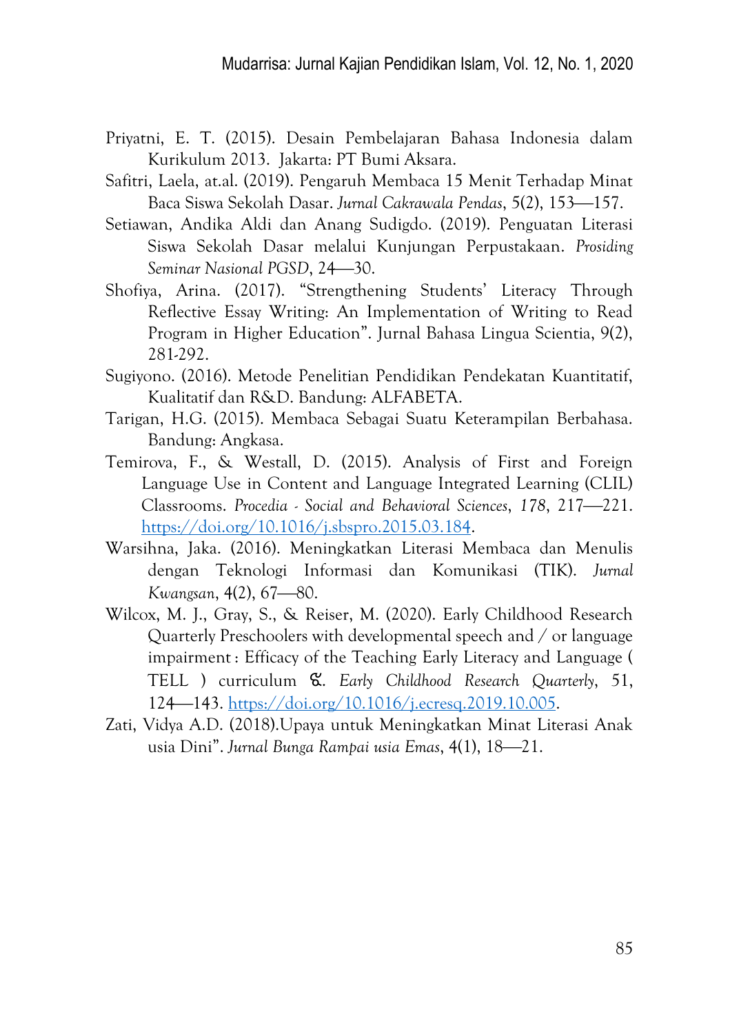Priyatni, E. T. (2015). Desain Pembelajaran Bahasa Indonesia dalam Kurikulum 2013. Jakarta: PT Bumi Aksara.

Safitri, Laela, at.al. (2019). Pengaruh Membaca 15 Menit Terhadap Minat Baca Siswa Sekolah Dasar. *Jurnal Cakrawala Pendas*, 5(2), 153—157.

Setiawan, Andika Aldi dan Anang Sudigdo. (2019). Penguatan Literasi Siswa Sekolah Dasar melalui Kunjungan Perpustakaan. *Prosiding Seminar Nasional PGSD*, 24—30.

Shofiya, Arina. (2017). "Strengthening Students' Literacy Through Reflective Essay Writing: An Implementation of Writing to Read Program in Higher Education". Jurnal Bahasa Lingua Scientia, 9(2), 281-292.

Sugiyono. (2016). Metode Penelitian Pendidikan Pendekatan Kuantitatif, Kualitatif dan R&D. Bandung: ALFABETA.

Tarigan, H.G. (2015). Membaca Sebagai Suatu Keterampilan Berbahasa. Bandung: Angkasa.

Temirova, F., & Westall, D. (2015). Analysis of First and Foreign Language Use in Content and Language Integrated Learning (CLIL) Classrooms. *Procedia - Social and Behavioral Sciences*, *178*, 217—221. https://doi.org/10.1016/j.sbspro.2015.03.184.

Warsihna, Jaka. (2016). Meningkatkan Literasi Membaca dan Menulis dengan Teknologi Informasi dan Komunikasi (TIK). *Jurnal Kwangsan*, 4(2), 67—80.

Wilcox, M. J., Gray, S., & Reiser, M. (2020). Early Childhood Research Quarterly Preschoolers with developmental speech and / or language impairment : Efficacy of the Teaching Early Literacy and Language ( TELL ) curriculum ☆. *Early Childhood Research Quarterly*, 51, 124—143. https://doi.org/10.1016/j.ecresq.2019.10.005.

Zati, Vidya A.D. (2018).Upaya untuk Meningkatkan Minat Literasi Anak usia Dini". *Jurnal Bunga Rampai usia Emas*, 4(1), 18—21.